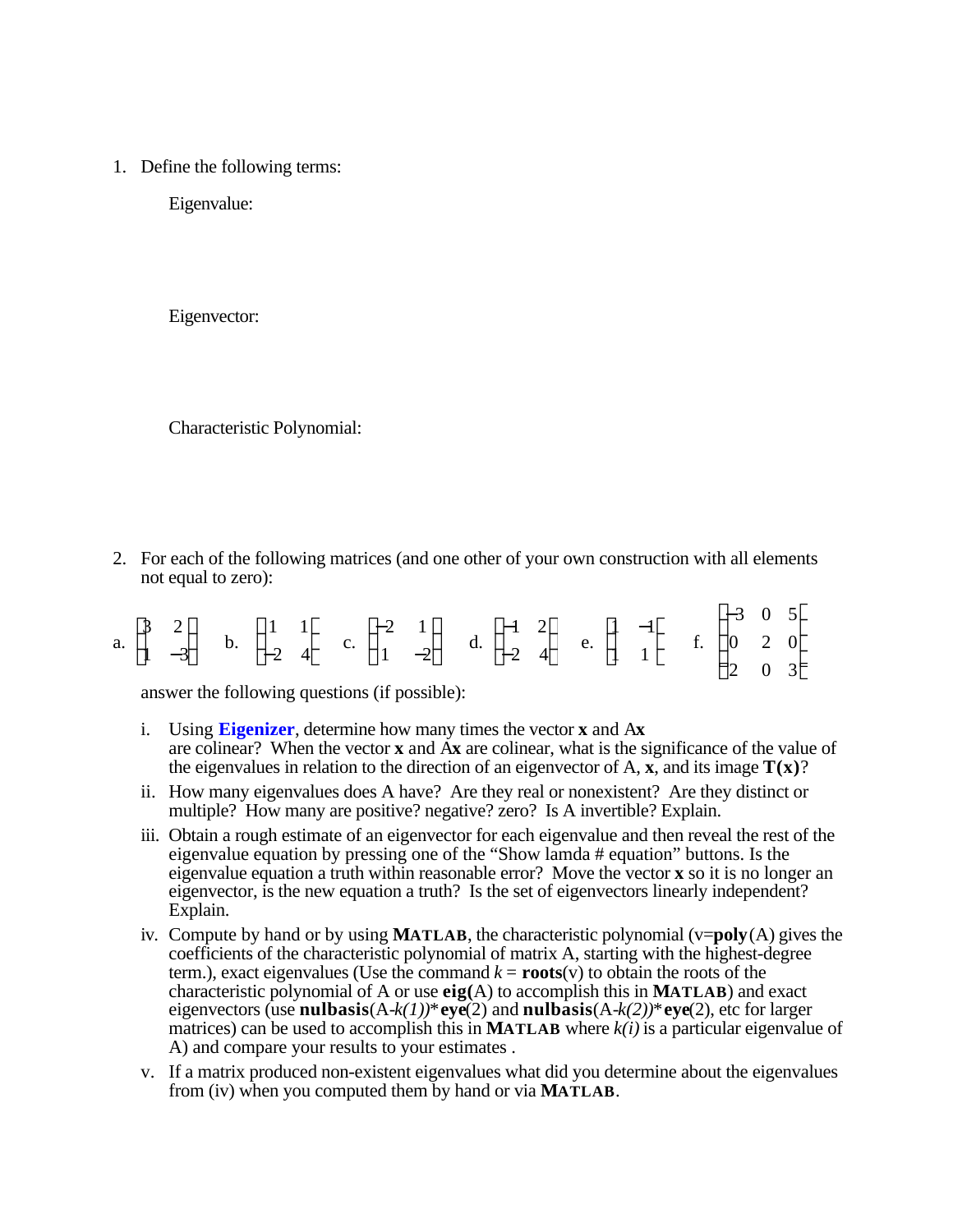1. Define the following terms:

   Eigenvalue:

   Eigenvector:

   Characteristic Polynomial:

2. For each of the following matrices (and one other of your own construction with all elements not equal to zero):

a. $\begin{bmatrix} 3 & 2 \\ 1 & -3 \end{bmatrix}$ b. $\begin{bmatrix} 1 & 1 \\ -2 & 4 \end{bmatrix}$ c. $\begin{bmatrix} -2 & 1 \\ 1 & -2 \end{bmatrix}$ d. $\begin{bmatrix} -1 & 2 \\ -2 & 4 \end{bmatrix}$ e. $\begin{bmatrix} 1 & -1 \\ 1 & 1 \end{bmatrix}$ f. $\begin{bmatrix} -3 & 0 & 5 \\ 0 & 2 & 0 \\ -2 & 0 & 3 \end{bmatrix}$

answer the following questions (if possible):

   i. Using **Eigenizer**, determine how many times the vector **x** and A**x** are colinear? When the vector **x** and A**x** are colinear, what is the significance of the value of the eigenvalues in relation to the direction of an eigenvector of A, **x**, and its image **T(x)**?

   ii. How many eigenvalues does A have? Are they real or nonexistent? Are they distinct or multiple? How many are positive? negative? zero? Is A invertible? Explain.

   iii. Obtain a rough estimate of an eigenvector for each eigenvalue and then reveal the rest of the eigenvalue equation by pressing one of the "Show lamda # equation" buttons. Is the eigenvalue equation a truth within reasonable error? Move the vector **x** so it is no longer an eigenvector, is the new equation a truth? Is the set of eigenvectors linearly independent? Explain.

   iv. Compute by hand or by using **MATLAB**, the characteristic polynomial (v=**poly**(A) gives the coefficients of the characteristic polynomial of matrix A, starting with the highest-degree term.), exact eigenvalues (Use the command *k* = **roots**(v) to obtain the roots of the characteristic polynomial of A or use **eig(**A) to accomplish this in **MATLAB**) and exact eigenvectors (use **nulbasis**(A-*k(1))*\***eye**(2) and **nulbasis**(A-*k(2))*\***eye**(2), etc for larger matrices) can be used to accomplish this in **MATLAB** where *k(i)* is a particular eigenvalue of A) and compare your results to your estimates .

   v. If a matrix produced non-existent eigenvalues what did you determine about the eigenvalues from (iv) when you computed them by hand or via **MATLAB**.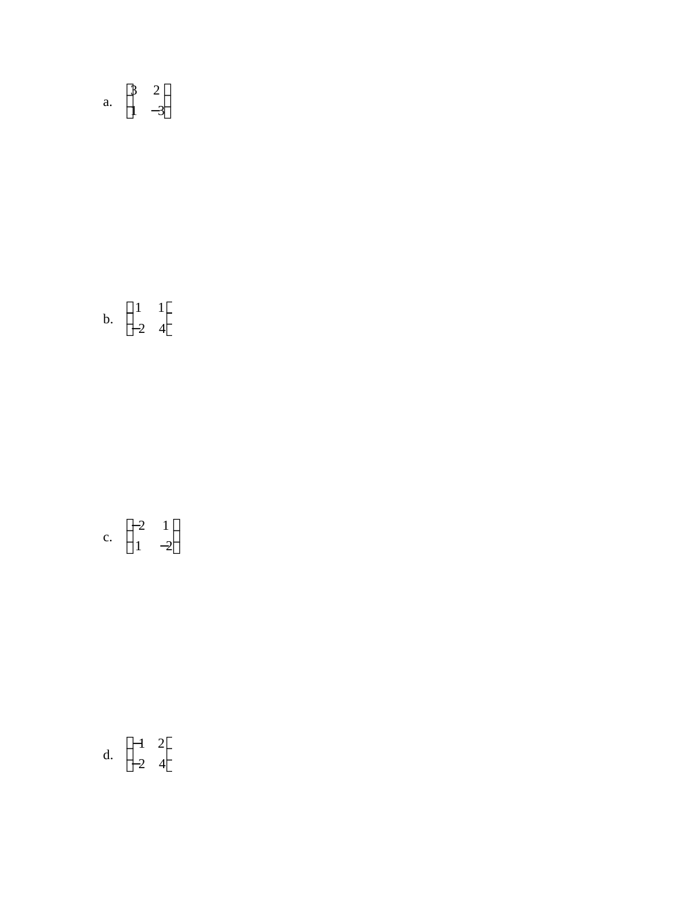a. $\begin{bmatrix} 3 & 2 \\ 1 & -3 \end{bmatrix}$

b. $\begin{bmatrix} 1 & 1 \\ -2 & 4 \end{bmatrix}$

c. $\begin{bmatrix} -2 & 1 \\ 1 & -2 \end{bmatrix}$

d. $\begin{bmatrix} -1 & 2 \\ -2 & 4 \end{bmatrix}$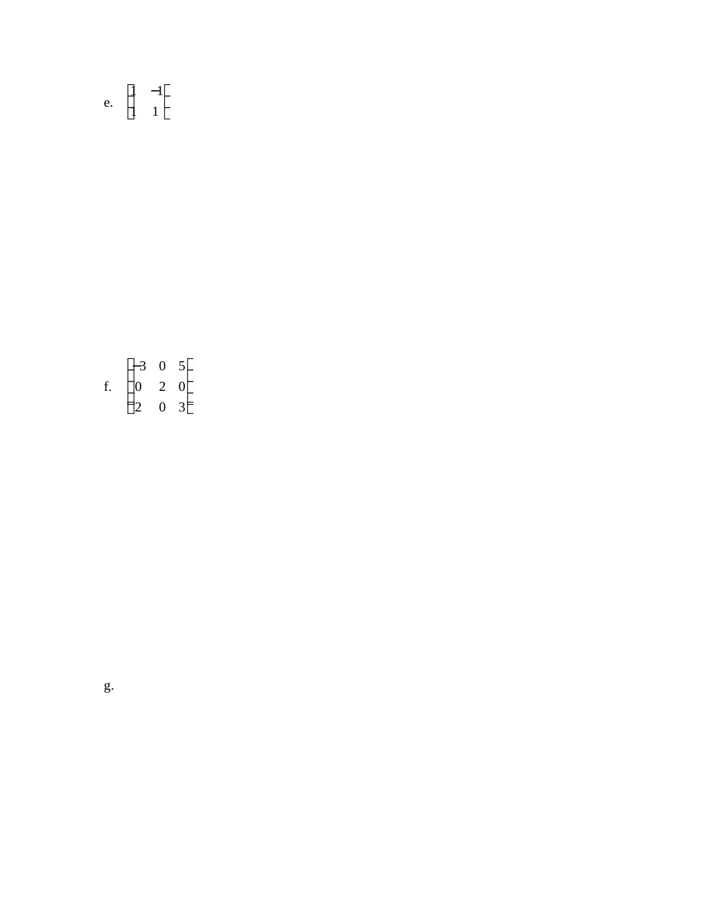e. $\begin{bmatrix} 1 & -1 \\ 1 & 1 \end{bmatrix}$

f. $\begin{bmatrix} -3 & 0 & 5 \\ 0 & 2 & 0 \\ 2 & 0 & 3 \end{bmatrix}$

g.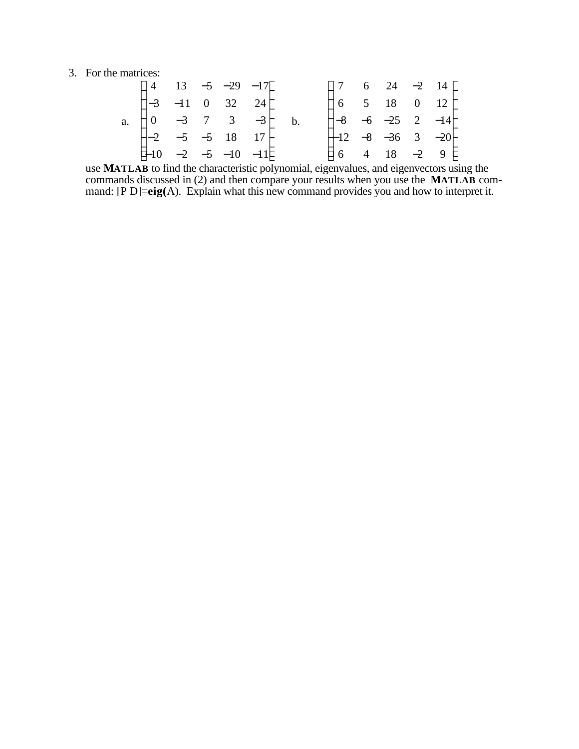3. For the matrices:

   a. $\begin{bmatrix} 4 & 13 & -5 & -29 & -17 \\ -3 & -11 & 0 & 32 & 24 \\ 0 & -3 & 7 & 3 & -3 \\ -2 & -5 & -5 & 18 & 17 \\ -10 & -2 & -5 & -10 & -11 \end{bmatrix}$  b. $\begin{bmatrix} 7 & 6 & 24 & -2 & 14 \\ 6 & 5 & 18 & 0 & 12 \\ -8 & -6 & -25 & 2 & -14 \\ -12 & -8 & -36 & 3 & -20 \\ 6 & 4 & 18 & -2 & 9 \end{bmatrix}$

   use **MATLAB** to find the characteristic polynomial, eigenvalues, and eigenvectors using the commands discussed in (2) and then compare your results when you use the **MATLAB** command: [P D]=**eig(**A). Explain what this new command provides you and how to interpret it.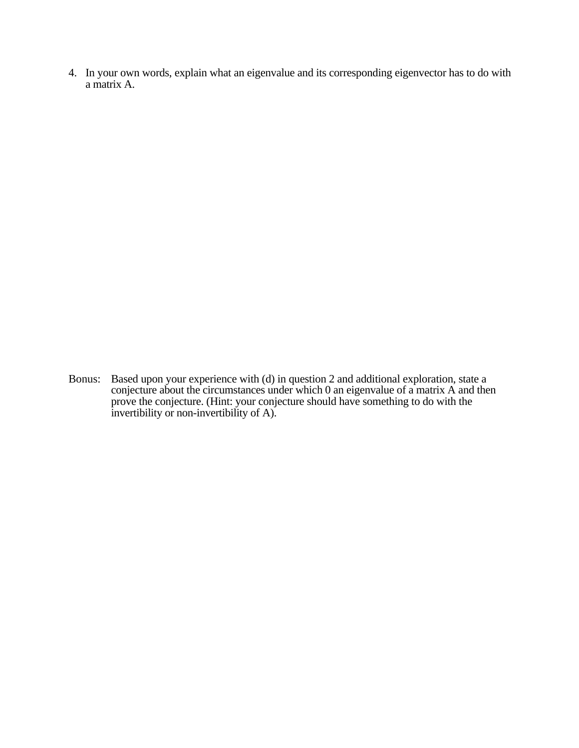4. In your own words, explain what an eigenvalue and its corresponding eigenvector has to do with a matrix A.

Bonus: Based upon your experience with (d) in question 2 and additional exploration, state a conjecture about the circumstances under which 0 an eigenvalue of a matrix A and then prove the conjecture. (Hint: your conjecture should have something to do with the invertibility or non-invertibility of A).